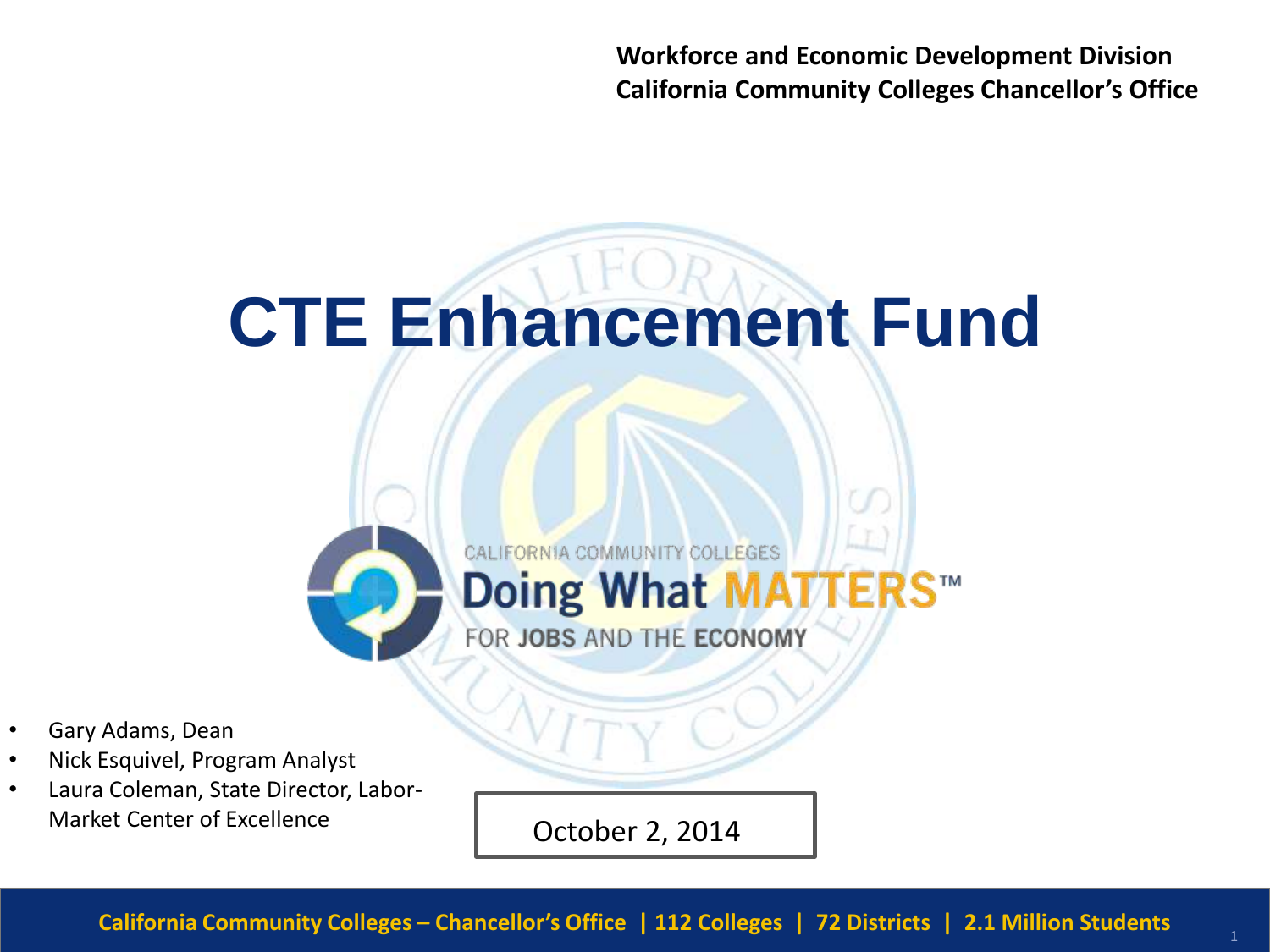**Workforce and Economic Development Division**
**California Community Colleges Chancellor's Office**

# CTE Enhancement Fund

CALIFORNIA COMMUNITY COLLEGES
Doing What MATTERS™
FOR JOBS AND THE ECONOMY

- Gary Adams, Dean
- Nick Esquivel, Program Analyst
- Laura Coleman, State Director, Labor-Market Center of Excellence

October 2, 2014

**California Community Colleges – Chancellor's Office | 112 Colleges | 72 Districts | 2.1 Million Students**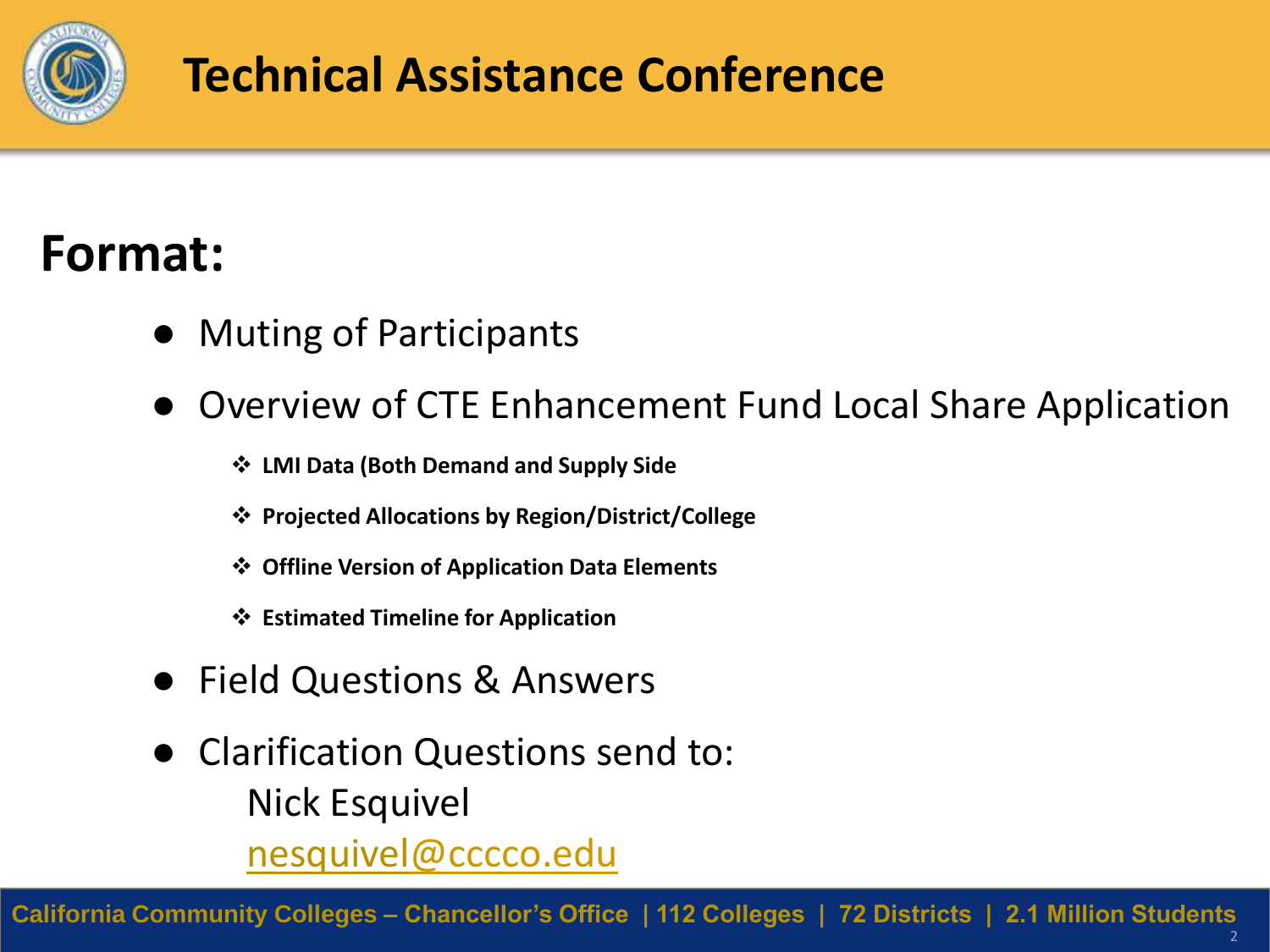# Technical Assistance Conference

## Format:

- Muting of Participants
- Overview of CTE Enhancement Fund Local Share Application
  - **LMI Data (Both Demand and Supply Side**
  - **Projected Allocations by Region/District/College**
  - **Offline Version of Application Data Elements**
  - **Estimated Timeline for Application**
- Field Questions & Answers
- Clarification Questions send to:
  Nick Esquivel
  nesquivel@cccco.edu

**California Community Colleges – Chancellor's Office | 112 Colleges | 72 Districts | 2.1 Million Students**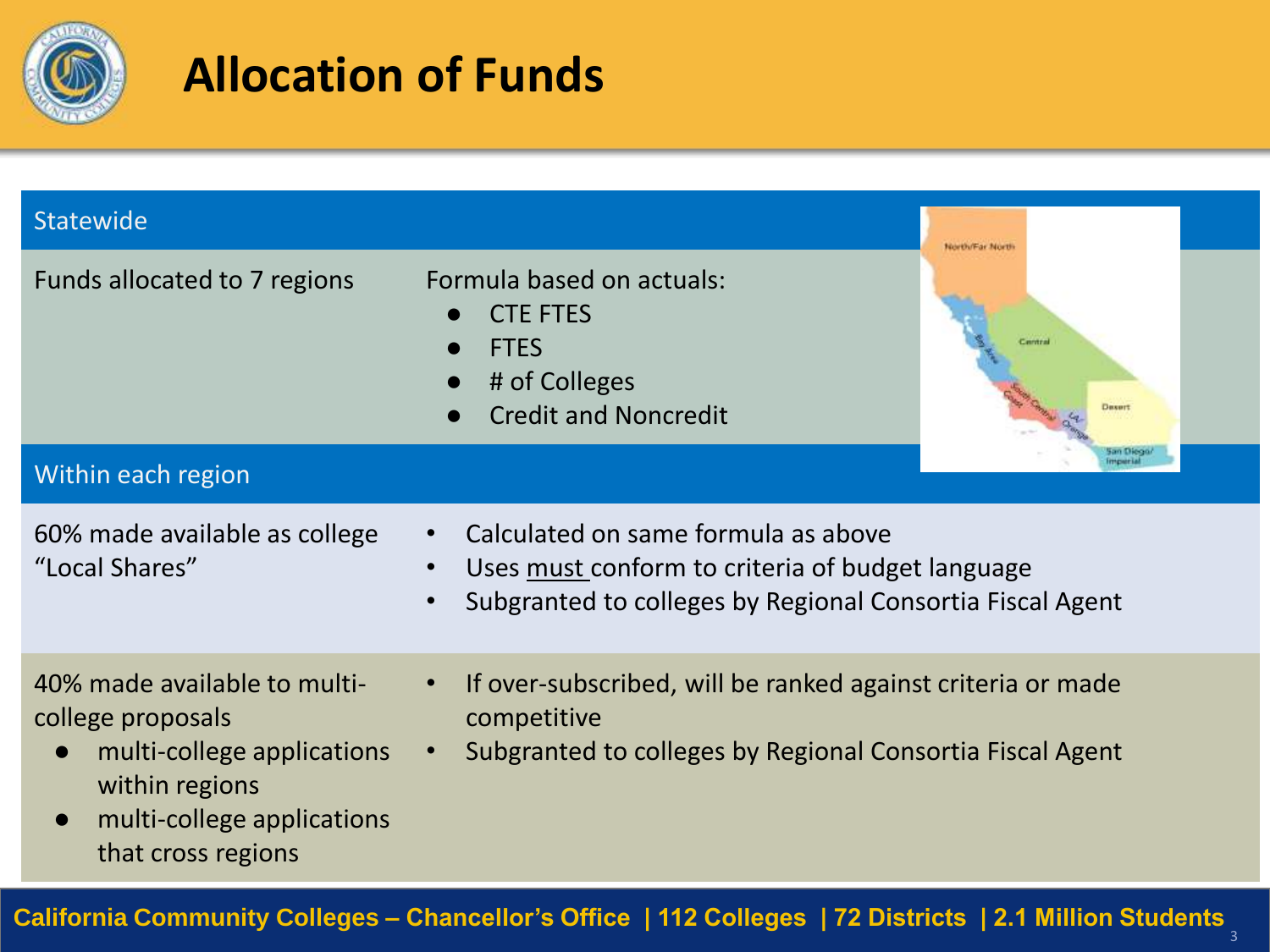# Allocation of Funds

## Statewide

| | |
|---|---|
| Funds allocated to 7 regions | Formula based on actuals:<br>● CTE FTES<br>● FTES<br>● # of Colleges<br>● Credit and Noncredit |

## Within each region

| | |
|---|---|
| 60% made available as college "Local Shares" | • Calculated on same formula as above<br>• Uses must conform to criteria of budget language<br>• Subgranted to colleges by Regional Consortia Fiscal Agent |
| 40% made available to multi-college proposals<br>● multi-college applications within regions<br>● multi-college applications that cross regions | • If over-subscribed, will be ranked against criteria or made competitive<br>• Subgranted to colleges by Regional Consortia Fiscal Agent |

California Community Colleges – Chancellor's Office | 112 Colleges | 72 Districts | 2.1 Million Students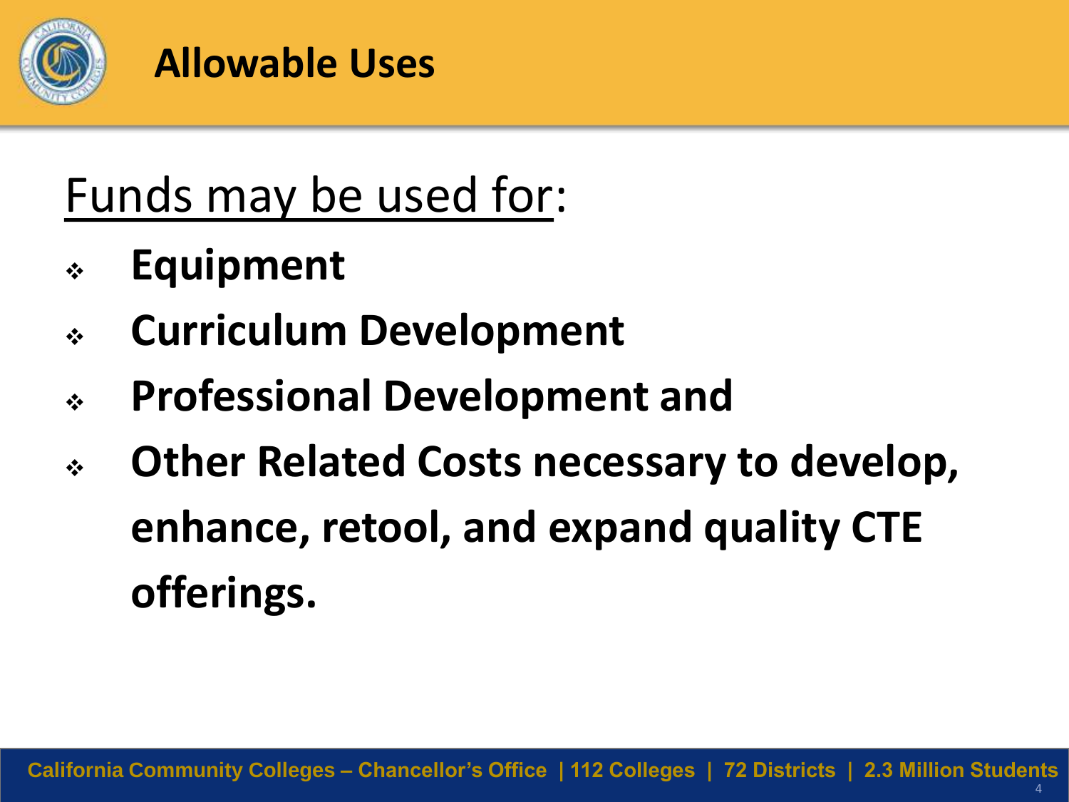# Allowable Uses

Funds may be used for:

- **Equipment**
- **Curriculum Development**
- **Professional Development and**
- **Other Related Costs necessary to develop, enhance, retool, and expand quality CTE offerings.**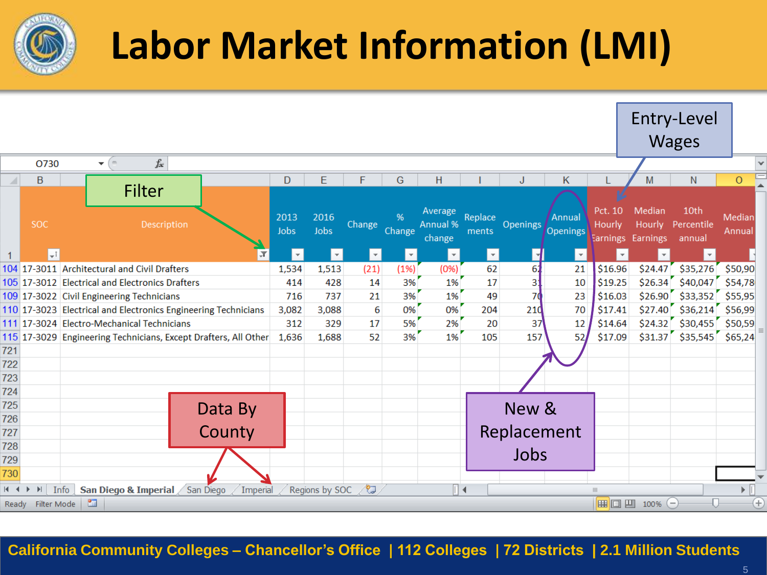# Labor Market Information (LMI)

Entry-Level Wages

Filter

| SOC | Description | 2013 Jobs | 2016 Jobs | Change | % Change | Average Annual % change | Replacements | Openings | Annual Openings | Pct. 10 Hourly Earnings | Median Hourly Earnings | 10th Percentile annual | Median Annual |
|---|---|---|---|---|---|---|---|---|---|---|---|---|---|
| 17-3011 | Architectural and Civil Drafters | 1,534 | 1,513 | (21) | (1%) | (0%) | 62 | 62 | 21 | $16.96 | $24.47 | $35,276 | $50,90 |
| 17-3012 | Electrical and Electronics Drafters | 414 | 428 | 14 | 3% | 1% | 17 | 31 | 10 | $19.25 | $26.34 | $40,047 | $54,78 |
| 17-3022 | Civil Engineering Technicians | 716 | 737 | 21 | 3% | 1% | 49 | 70 | 23 | $16.03 | $26.90 | $33,352 | $55,95 |
| 17-3023 | Electrical and Electronics Engineering Technicians | 3,082 | 3,088 | 6 | 0% | 0% | 204 | 210 | 70 | $17.41 | $27.40 | $36,214 | $56,99 |
| 17-3024 | Electro-Mechanical Technicians | 312 | 329 | 17 | 5% | 2% | 20 | 37 | 12 | $14.64 | $24.32 | $30,455 | $50,59 |
| 17-3029 | Engineering Technicians, Except Drafters, All Other | 1,636 | 1,688 | 52 | 3% | 1% | 105 | 157 | 52 | $17.09 | $31.37 | $35,545 | $65,24 |

Sheet tabs: Info | San Diego & Imperial | San Diego | Imperial | Regions by SOC

Data By County

New & Replacement Jobs

California Community Colleges – Chancellor's Office | 112 Colleges | 72 Districts | 2.1 Million Students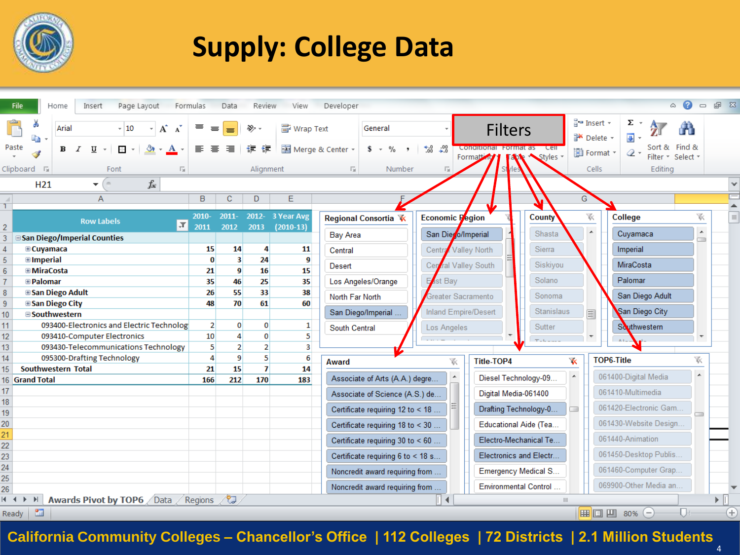# Supply: College Data

Filters

| Row Labels | 2010-2011 | 2011-2012 | 2012-2013 | 3 Year Avg (2010-13) |
|---|---|---|---|---|
| San Diego/Imperial Counties | | | | |
| Cuyamaca | 15 | 14 | 4 | 11 |
| Imperial | 0 | 3 | 24 | 9 |
| MiraCosta | 21 | 9 | 16 | 15 |
| Palomar | 35 | 46 | 25 | 35 |
| San Diego Adult | 26 | 55 | 33 | 38 |
| San Diego City | 48 | 70 | 61 | 60 |
| Southwestern | | | | |
| 093400-Electronics and Electric Technolog | 2 | 0 | 0 | 1 |
| 093410-Computer Electronics | 10 | 4 | 0 | 5 |
| 093430-Telecommunications Technology | 5 | 2 | 2 | 3 |
| 095300-Drafting Technology | 4 | 9 | 5 | 6 |
| Southwestern Total | 21 | 15 | 7 | 14 |
| Grand Total | 166 | 212 | 170 | 183 |

**Regional Consortia**: Bay Area, Central, Desert, Los Angeles/Orange, North Far North, San Diego/Imperial ..., South Central

**Economic Region**: San Diego/Imperial, Central Valley North, Central Valley South, East Bay, Greater Sacramento, Inland Empire/Desert, Los Angeles

**County**: Shasta, Sierra, Siskiyou, Solano, Sonoma, Stanislaus, Sutter

**College**: Cuyamaca, Imperial, MiraCosta, Palomar, San Diego Adult, San Diego City, Southwestern

**Award**: Associate of Arts (A.A.) degre..., Associate of Science (A.S.) de..., Certificate requiring 12 to < 18 ..., Certificate requiring 18 to < 30 ..., Certificate requiring 30 to < 60 ..., Certificate requiring 6 to < 18 s..., Noncredit award requiring from ..., Noncredit award requiring from ...

**Title-TOP4**: Diesel Technology-09..., Digital Media-061400, Drafting Technology-0..., Educational Aide (Tea..., Electro-Mechanical Te..., Electronics and Electr..., Emergency Medical S..., Environmental Control ...

**TOP6-Title**: 061400-Digital Media, 061410-Multimedia, 061420-Electronic Gam..., 061430-Website Design..., 061440-Animation, 061450-Desktop Publis..., 061460-Computer Grap..., 069900-Other Media an...

Awards Pivot by TOP6 | Data | Regions

California Community Colleges – Chancellor's Office | 112 Colleges | 72 Districts | 2.1 Million Students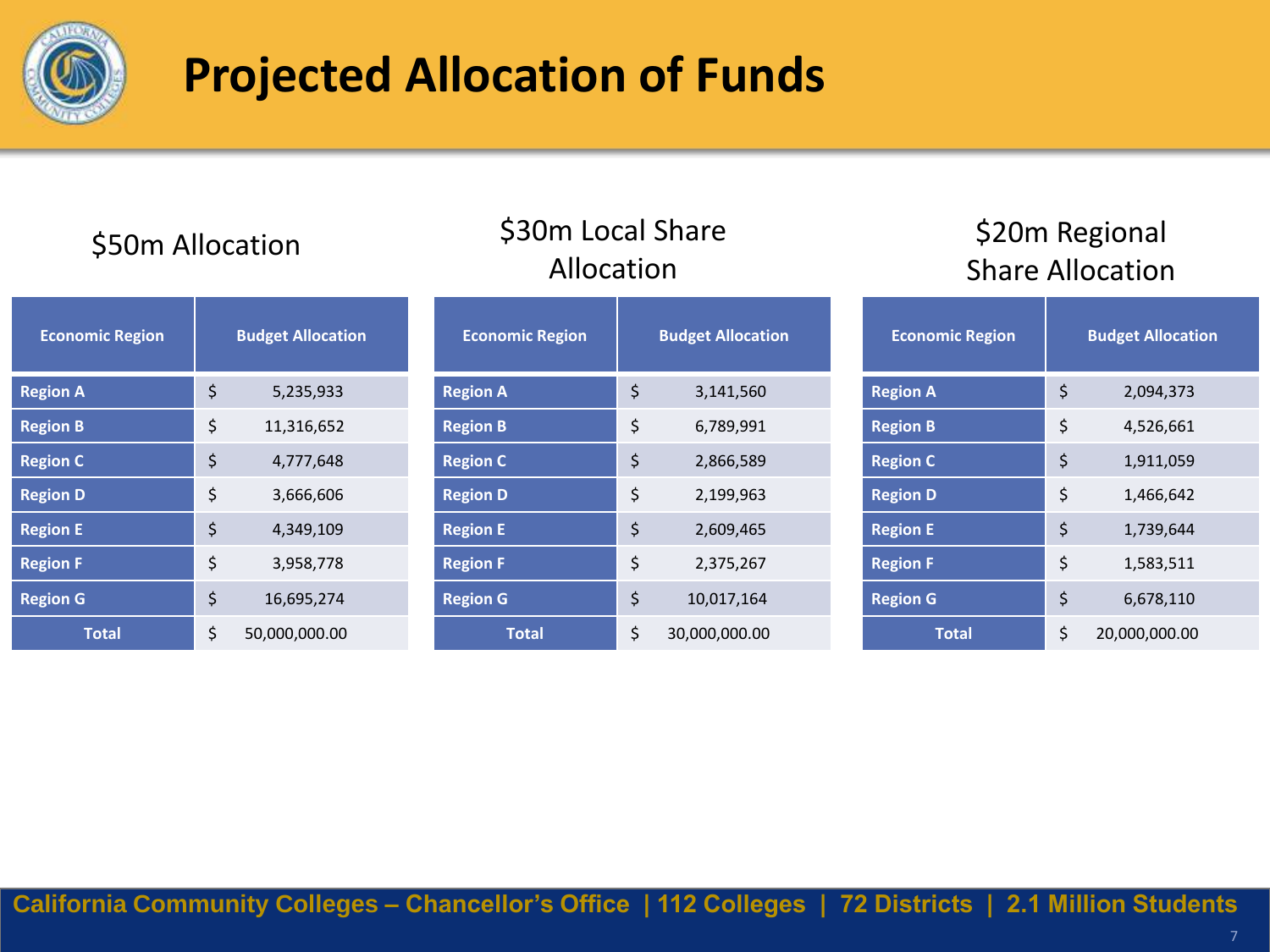# Projected Allocation of Funds

## $50m Allocation

| Economic Region | Budget Allocation |
|---|---|
| Region A | $ 5,235,933 |
| Region B | $ 11,316,652 |
| Region C | $ 4,777,648 |
| Region D | $ 3,666,606 |
| Region E | $ 4,349,109 |
| Region F | $ 3,958,778 |
| Region G | $ 16,695,274 |
| Total | $ 50,000,000.00 |

## $30m Local Share Allocation

| Economic Region | Budget Allocation |
|---|---|
| Region A | $ 3,141,560 |
| Region B | $ 6,789,991 |
| Region C | $ 2,866,589 |
| Region D | $ 2,199,963 |
| Region E | $ 2,609,465 |
| Region F | $ 2,375,267 |
| Region G | $ 10,017,164 |
| Total | $ 30,000,000.00 |

## $20m Regional Share Allocation

| Economic Region | Budget Allocation |
|---|---|
| Region A | $ 2,094,373 |
| Region B | $ 4,526,661 |
| Region C | $ 1,911,059 |
| Region D | $ 1,466,642 |
| Region E | $ 1,739,644 |
| Region F | $ 1,583,511 |
| Region G | $ 6,678,110 |
| Total | $ 20,000,000.00 |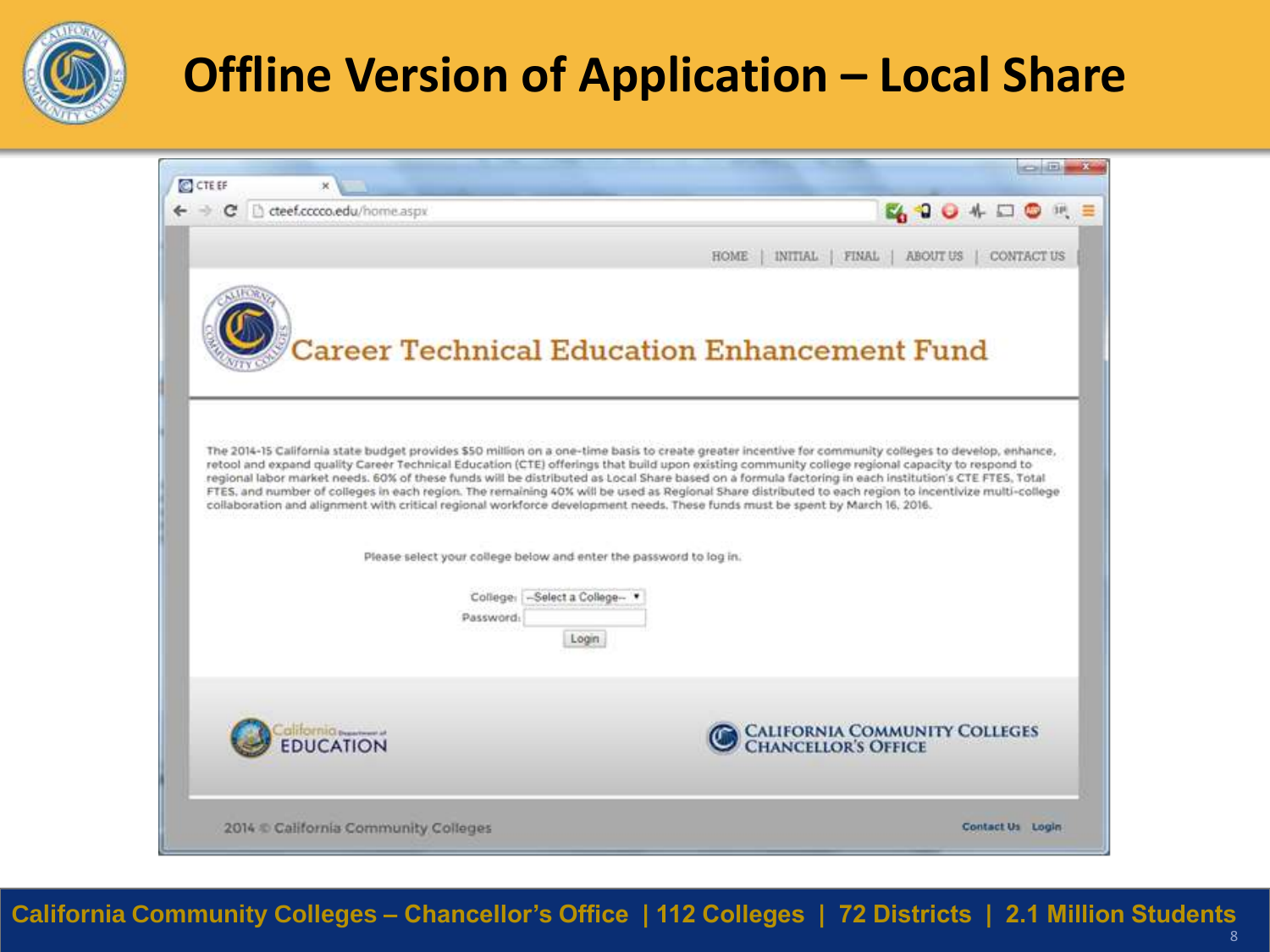# Offline Version of Application – Local Share

CTE EF

cteef.cccco.edu/home.aspx

HOME | INITIAL | FINAL | ABOUT US | CONTACT US

## Career Technical Education Enhancement Fund

The 2014-15 California state budget provides $50 million on a one-time basis to create greater incentive for community colleges to develop, enhance, retool and expand quality Career Technical Education (CTE) offerings that build upon existing community college regional capacity to respond to regional labor market needs. 60% of these funds will be distributed as Local Share based on a formula factoring in each institution's CTE FTES, Total FTES, and number of colleges in each region. The remaining 40% will be used as Regional Share distributed to each region to incentivize multi-college collaboration and alignment with critical regional workforce development needs. These funds must be spent by March 16, 2016.

Please select your college below and enter the password to log in.

College: --Select a College--

Password:

Login

California Department of EDUCATION

CALIFORNIA COMMUNITY COLLEGES CHANCELLOR'S OFFICE

2014 © California Community Colleges

Contact Us Login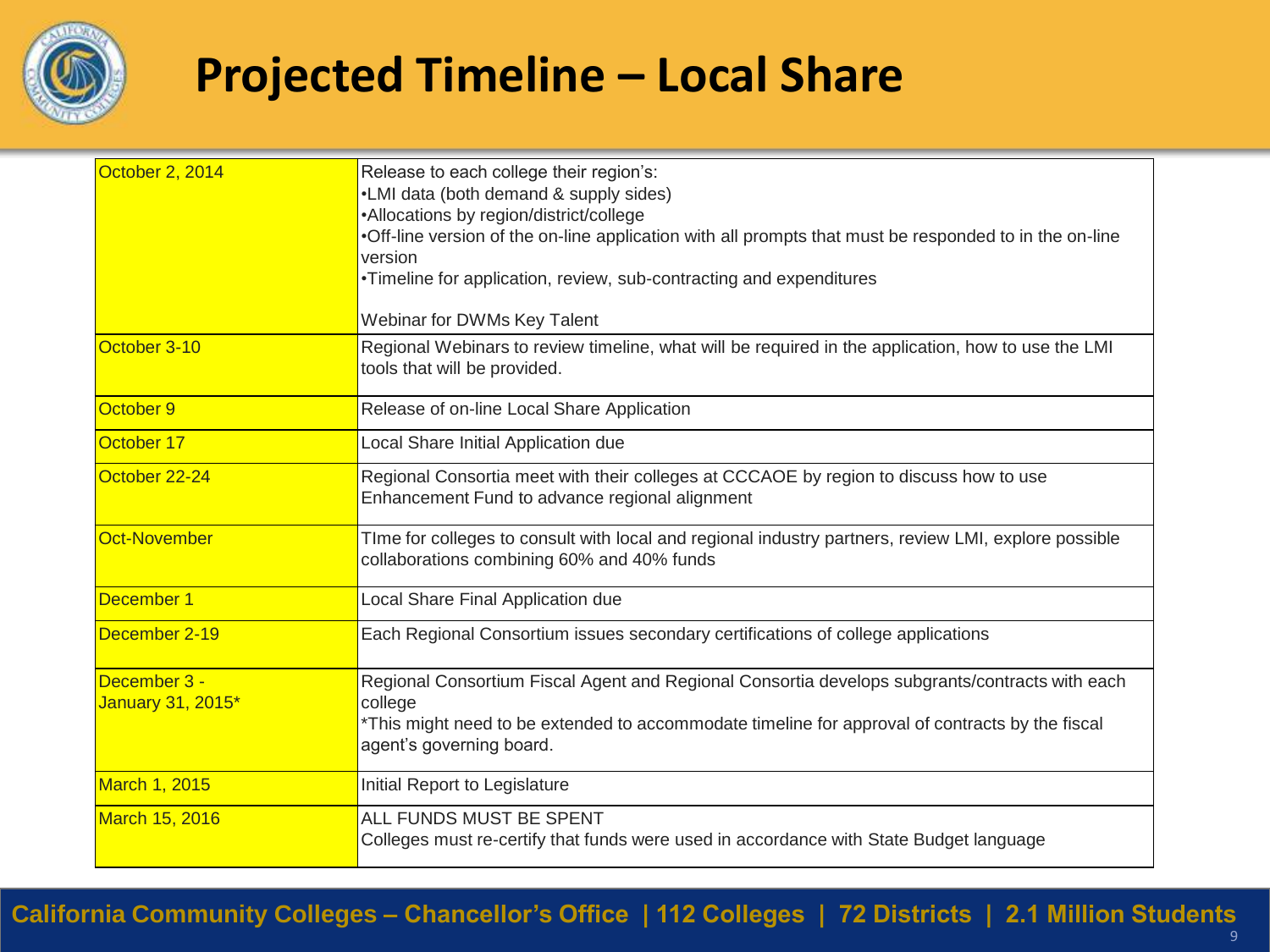# Projected Timeline – Local Share

| | |
|---|---|
| October 2, 2014 | Release to each college their region's:<br>•LMI data (both demand & supply sides)<br>•Allocations by region/district/college<br>•Off-line version of the on-line application with all prompts that must be responded to in the on-line version<br>•Timeline for application, review, sub-contracting and expenditures<br><br>Webinar for DWMs Key Talent |
| October 3-10 | Regional Webinars to review timeline, what will be required in the application, how to use the LMI tools that will be provided. |
| October 9 | Release of on-line Local Share Application |
| October 17 | Local Share Initial Application due |
| October 22-24 | Regional Consortia meet with their colleges at CCCAOE by region to discuss how to use Enhancement Fund to advance regional alignment |
| Oct-November | TIme for colleges to consult with local and regional industry partners, review LMI, explore possible collaborations combining 60% and 40% funds |
| December 1 | Local Share Final Application due |
| December 2-19 | Each Regional Consortium issues secondary certifications of college applications |
| December 3 - January 31, 2015* | Regional Consortium Fiscal Agent and Regional Consortia develops subgrants/contracts with each college<br>*This might need to be extended to accommodate timeline for approval of contracts by the fiscal agent's governing board. |
| March 1, 2015 | Initial Report to Legislature |
| March 15, 2016 | ALL FUNDS MUST BE SPENT<br>Colleges must re-certify that funds were used in accordance with State Budget language |

**California Community Colleges – Chancellor's Office | 112 Colleges | 72 Districts | 2.1 Million Students**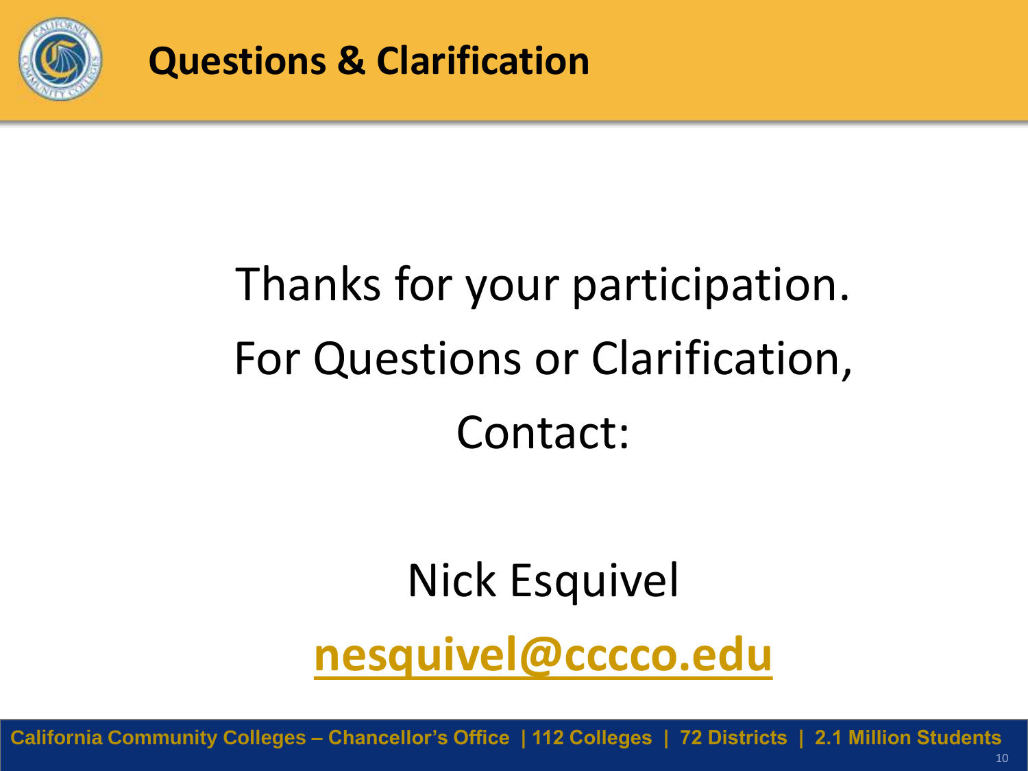# Questions & Clarification

Thanks for your participation.

For Questions or Clarification,

Contact:

Nick Esquivel

**nesquivel@cccco.edu**

California Community Colleges – Chancellor's Office | 112 Colleges | 72 Districts | 2.1 Million Students